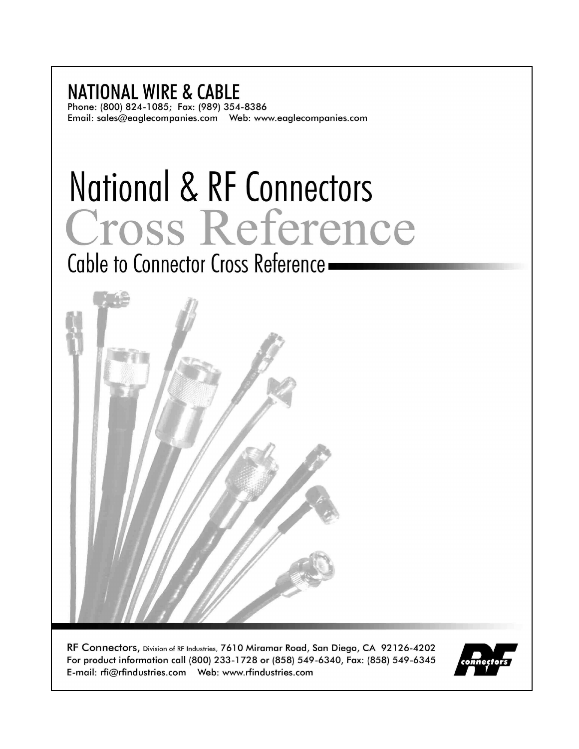## NATIONAL WIRE & CABLE

Phone: (800) 824-1085; Fax: (989) 354-8386
Email: sales@eaglecompanies.com Web: www.eaglecompanies.com

# National & RF Connectors

# Cross Reference

## Cable to Connector Cross Reference

RF Connectors, Division of RF Industries, 7610 Miramar Road, San Diego, CA 92126-4202
For product information call (800) 233-1728 or (858) 549-6340, Fax: (858) 549-6345
E-mail: rfi@rfindustries.com Web: www.rfindustries.com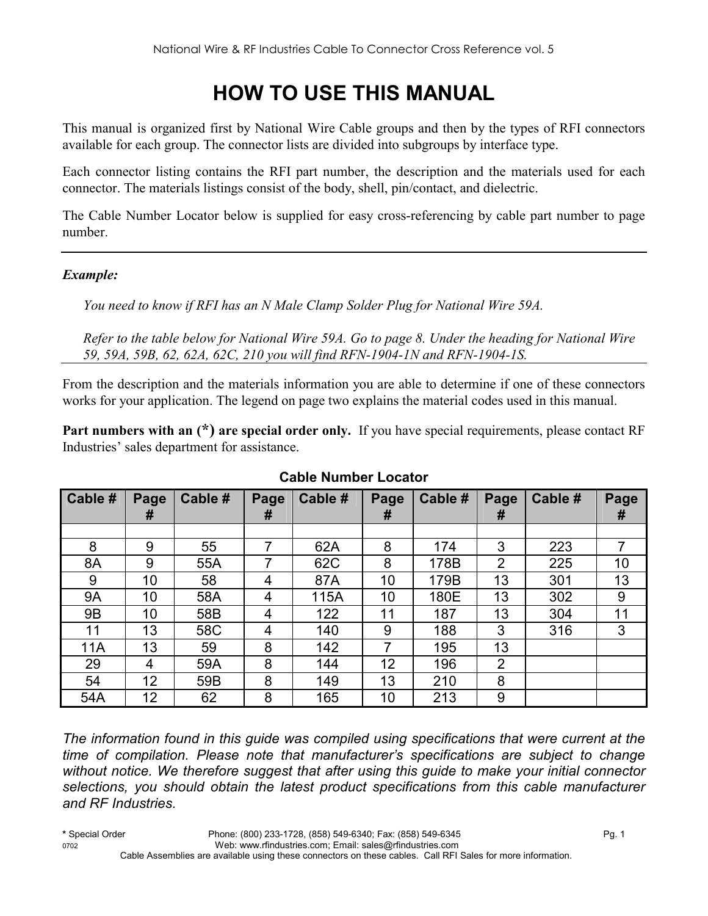# HOW TO USE THIS MANUAL

This manual is organized first by National Wire Cable groups and then by the types of RFI connectors available for each group. The connector lists are divided into subgroups by interface type.

Each connector listing contains the RFI part number, the description and the materials used for each connector. The materials listings consist of the body, shell, pin/contact, and dielectric.

The Cable Number Locator below is supplied for easy cross-referencing by cable part number to page number.

---

***Example:***

*You need to know if RFI has an N Male Clamp Solder Plug for National Wire 59A.*

*Refer to the table below for National Wire 59A. Go to page 8. Under the heading for National Wire 59, 59A, 59B, 62, 62A, 62C, 210 you will find RFN-1904-1N and RFN-1904-1S.*

---

From the description and the materials information you are able to determine if one of these connectors works for your application. The legend on page two explains the material codes used in this manual.

**Part numbers with an (*) are special order only.** If you have special requirements, please contact RF Industries' sales department for assistance.

**Cable Number Locator**

| Cable # | Page # | Cable # | Page # | Cable # | Page # | Cable # | Page # | Cable # | Page # |
|---|---|---|---|---|---|---|---|---|---|
| | | | | | | | | | |
| 8 | 9 | 55 | 7 | 62A | 8 | 174 | 3 | 223 | 7 |
| 8A | 9 | 55A | 7 | 62C | 8 | 178B | 2 | 225 | 10 |
| 9 | 10 | 58 | 4 | 87A | 10 | 179B | 13 | 301 | 13 |
| 9A | 10 | 58A | 4 | 115A | 10 | 180E | 13 | 302 | 9 |
| 9B | 10 | 58B | 4 | 122 | 11 | 187 | 13 | 304 | 11 |
| 11 | 13 | 58C | 4 | 140 | 9 | 188 | 3 | 316 | 3 |
| 11A | 13 | 59 | 8 | 142 | 7 | 195 | 13 | | |
| 29 | 4 | 59A | 8 | 144 | 12 | 196 | 2 | | |
| 54 | 12 | 59B | 8 | 149 | 13 | 210 | 8 | | |
| 54A | 12 | 62 | 8 | 165 | 10 | 213 | 9 | | |

*The information found in this guide was compiled using specifications that were current at the time of compilation. Please note that manufacturer's specifications are subject to change without notice. We therefore suggest that after using this guide to make your initial connector selections, you should obtain the latest product specifications from this cable manufacturer and RF Industries.*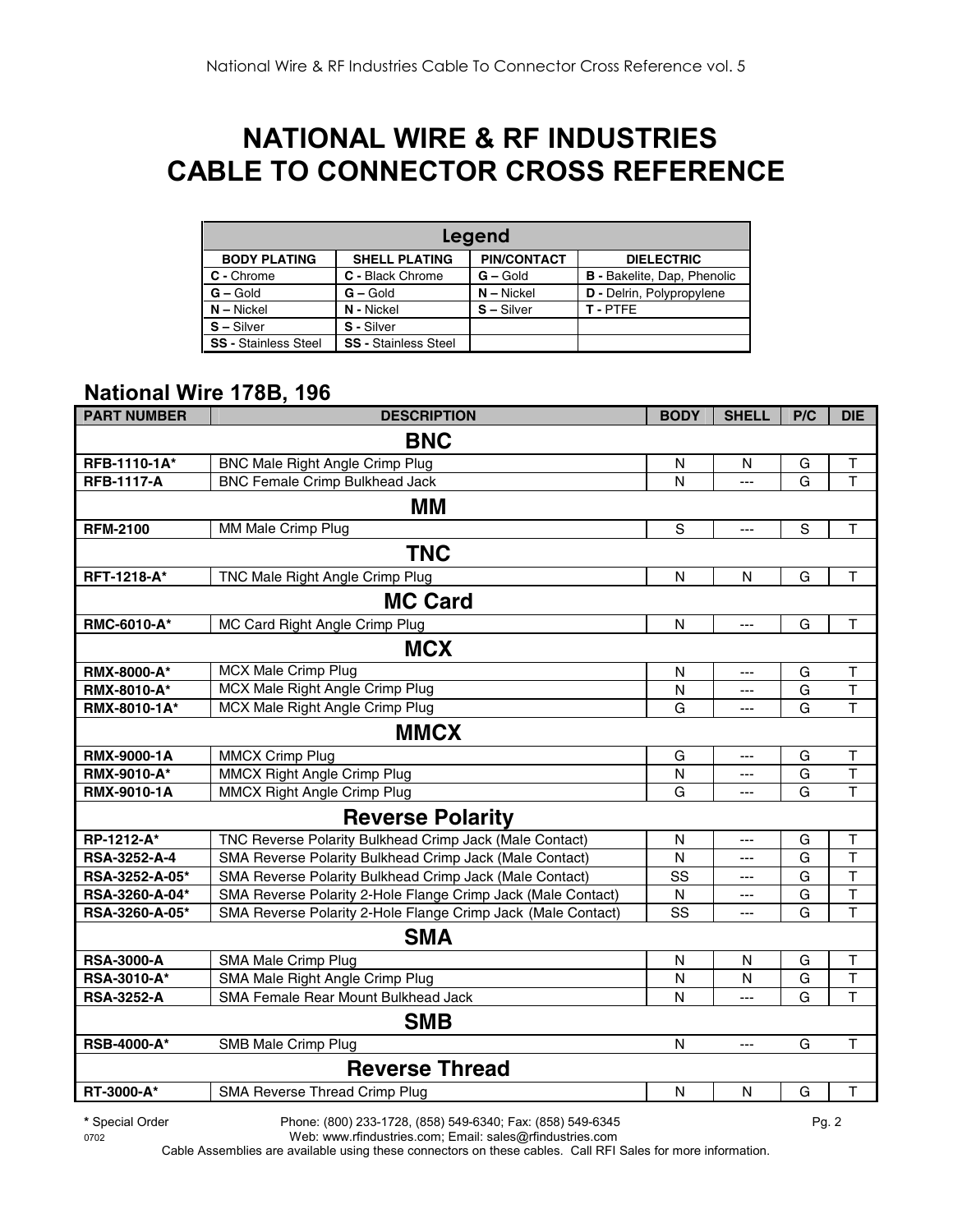# NATIONAL WIRE & RF INDUSTRIES CABLE TO CONNECTOR CROSS REFERENCE

| Legend | | | |
|---|---|---|---|
| **BODY PLATING** | **SHELL PLATING** | **PIN/CONTACT** | **DIELECTRIC** |
| **C -** Chrome | **C -** Black Chrome | **G –** Gold | **B -** Bakelite, Dap, Phenolic |
| **G –** Gold | **G –** Gold | **N –** Nickel | **D -** Delrin, Polypropylene |
| **N –** Nickel | **N -** Nickel | **S –** Silver | **T -** PTFE |
| **S –** Silver | **S -** Silver | | |
| **SS -** Stainless Steel | **SS -** Stainless Steel | | |

## National Wire 178B, 196

| PART NUMBER | DESCRIPTION | BODY | SHELL | P/C | DIE |
|---|---|---|---|---|---|
| | **BNC** | | | | |
| **RFB-1110-1A*** | BNC Male Right Angle Crimp Plug | N | N | G | T |
| **RFB-1117-A** | BNC Female Crimp Bulkhead Jack | N | --- | G | T |
| | **MM** | | | | |
| **RFM-2100** | MM Male Crimp Plug | S | --- | S | T |
| | **TNC** | | | | |
| **RFT-1218-A*** | TNC Male Right Angle Crimp Plug | N | N | G | T |
| | **MC Card** | | | | |
| **RMC-6010-A*** | MC Card Right Angle Crimp Plug | N | --- | G | T |
| | **MCX** | | | | |
| **RMX-8000-A*** | MCX Male Crimp Plug | N | --- | G | T |
| **RMX-8010-A*** | MCX Male Right Angle Crimp Plug | N | --- | G | T |
| **RMX-8010-1A*** | MCX Male Right Angle Crimp Plug | G | --- | G | T |
| | **MMCX** | | | | |
| **RMX-9000-1A** | MMCX Crimp Plug | G | --- | G | T |
| **RMX-9010-A*** | MMCX Right Angle Crimp Plug | N | --- | G | T |
| **RMX-9010-1A** | MMCX Right Angle Crimp Plug | G | --- | G | T |
| | **Reverse Polarity** | | | | |
| **RP-1212-A*** | TNC Reverse Polarity Bulkhead Crimp Jack (Male Contact) | N | --- | G | T |
| **RSA-3252-A-4** | SMA Reverse Polarity Bulkhead Crimp Jack (Male Contact) | N | --- | G | T |
| **RSA-3252-A-05*** | SMA Reverse Polarity Bulkhead Crimp Jack (Male Contact) | SS | --- | G | T |
| **RSA-3260-A-04*** | SMA Reverse Polarity 2-Hole Flange Crimp Jack (Male Contact) | N | --- | G | T |
| **RSA-3260-A-05*** | SMA Reverse Polarity 2-Hole Flange Crimp Jack (Male Contact) | SS | --- | G | T |
| | **SMA** | | | | |
| **RSA-3000-A** | SMA Male Crimp Plug | N | N | G | T |
| **RSA-3010-A*** | SMA Male Right Angle Crimp Plug | N | N | G | T |
| **RSA-3252-A** | SMA Female Rear Mount Bulkhead Jack | N | --- | G | T |
| | **SMB** | | | | |
| **RSB-4000-A*** | SMB Male Crimp Plug | N | --- | G | T |
| | **Reverse Thread** | | | | |
| **RT-3000-A*** | SMA Reverse Thread Crimp Plug | N | N | G | T |

**\*** Special Order

Phone: (800) 233-1728, (858) 549-6340; Fax: (858) 549-6345

Web: www.rfindustries.com; Email: sales@rfindustries.com

Cable Assemblies are available using these connectors on these cables. Call RFI Sales for more information.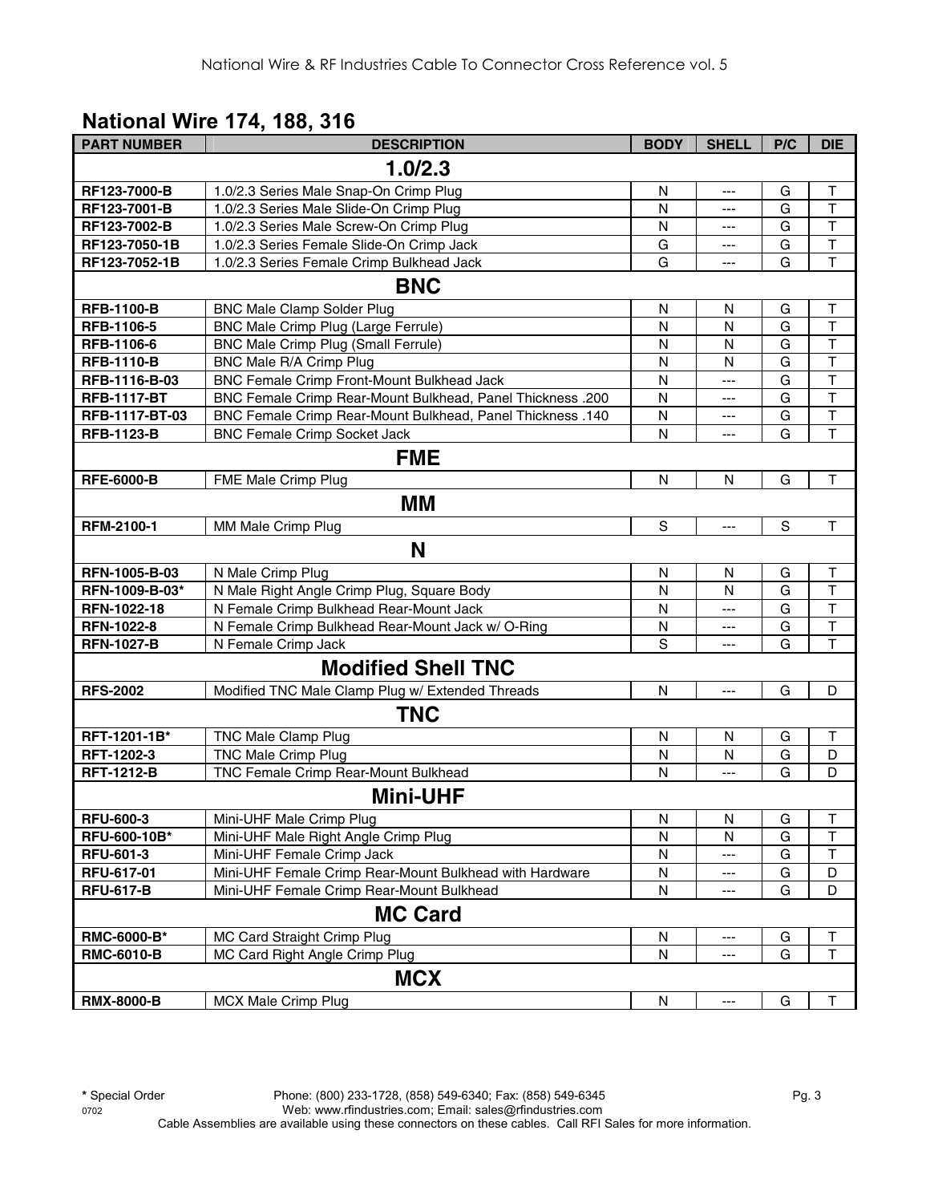## National Wire 174, 188, 316

| PART NUMBER | DESCRIPTION | BODY | SHELL | P/C | DIE |
|---|---|---|---|---|---|
| **1.0/2.3** | | | | | |
| RF123-7000-B | 1.0/2.3 Series Male Snap-On Crimp Plug | N | --- | G | T |
| RF123-7001-B | 1.0/2.3 Series Male Slide-On Crimp Plug | N | --- | G | T |
| RF123-7002-B | 1.0/2.3 Series Male Screw-On Crimp Plug | N | --- | G | T |
| RF123-7050-1B | 1.0/2.3 Series Female Slide-On Crimp Jack | G | --- | G | T |
| RF123-7052-1B | 1.0/2.3 Series Female Crimp Bulkhead Jack | G | --- | G | T |
| **BNC** | | | | | |
| RFB-1100-B | BNC Male Clamp Solder Plug | N | N | G | T |
| RFB-1106-5 | BNC Male Crimp Plug (Large Ferrule) | N | N | G | T |
| RFB-1106-6 | BNC Male Crimp Plug (Small Ferrule) | N | N | G | T |
| RFB-1110-B | BNC Male R/A Crimp Plug | N | N | G | T |
| RFB-1116-B-03 | BNC Female Crimp Front-Mount Bulkhead Jack | N | --- | G | T |
| RFB-1117-BT | BNC Female Crimp Rear-Mount Bulkhead, Panel Thickness .200 | N | --- | G | T |
| RFB-1117-BT-03 | BNC Female Crimp Rear-Mount Bulkhead, Panel Thickness .140 | N | --- | G | T |
| RFB-1123-B | BNC Female Crimp Socket Jack | N | --- | G | T |
| **FME** | | | | | |
| RFE-6000-B | FME Male Crimp Plug | N | N | G | T |
| **MM** | | | | | |
| RFM-2100-1 | MM Male Crimp Plug | S | --- | S | T |
| **N** | | | | | |
| RFN-1005-B-03 | N Male Crimp Plug | N | N | G | T |
| RFN-1009-B-03* | N Male Right Angle Crimp Plug, Square Body | N | N | G | T |
| RFN-1022-18 | N Female Crimp Bulkhead Rear-Mount Jack | N | --- | G | T |
| RFN-1022-8 | N Female Crimp Bulkhead Rear-Mount Jack w/ O-Ring | N | --- | G | T |
| RFN-1027-B | N Female Crimp Jack | S | --- | G | T |
| **Modified Shell TNC** | | | | | |
| RFS-2002 | Modified TNC Male Clamp Plug w/ Extended Threads | N | --- | G | D |
| **TNC** | | | | | |
| RFT-1201-1B* | TNC Male Clamp Plug | N | N | G | T |
| RFT-1202-3 | TNC Male Crimp Plug | N | N | G | D |
| RFT-1212-B | TNC Female Crimp Rear-Mount Bulkhead | N | --- | G | D |
| **Mini-UHF** | | | | | |
| RFU-600-3 | Mini-UHF Male Crimp Plug | N | N | G | T |
| RFU-600-10B* | Mini-UHF Male Right Angle Crimp Plug | N | N | G | T |
| RFU-601-3 | Mini-UHF Female Crimp Jack | N | --- | G | T |
| RFU-617-01 | Mini-UHF Female Crimp Rear-Mount Bulkhead with Hardware | N | --- | G | D |
| RFU-617-B | Mini-UHF Female Crimp Rear-Mount Bulkhead | N | --- | G | D |
| **MC Card** | | | | | |
| RMC-6000-B* | MC Card Straight Crimp Plug | N | --- | G | T |
| RMC-6010-B | MC Card Right Angle Crimp Plug | N | --- | G | T |
| **MCX** | | | | | |
| RMX-8000-B | MCX Male Crimp Plug | N | --- | G | T |

**\*** Special Order    Phone: (800) 233-1728, (858) 549-6340; Fax: (858) 549-6345
Web: www.rfindustries.com; Email: sales@rfindustries.com
Cable Assemblies are available using these connectors on these cables. Call RFI Sales for more information.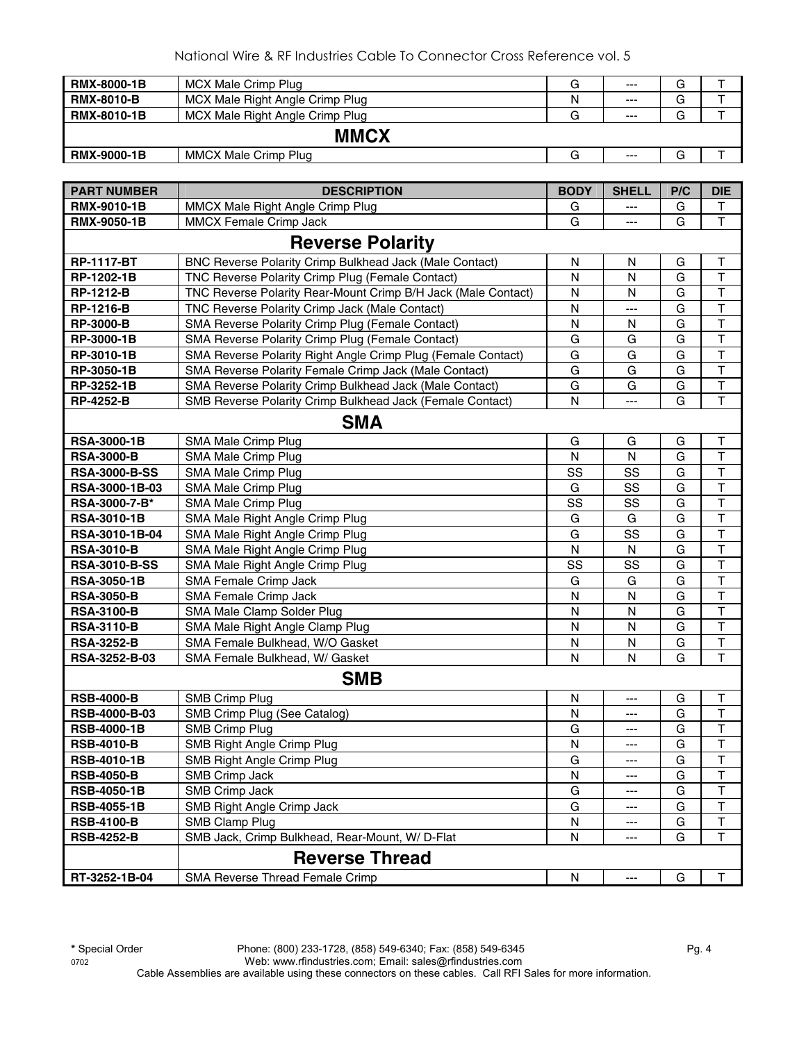| RMX-8000-1B | MCX Male Crimp Plug | G | --- | G | T |
|---|---|---|---|---|---|
| RMX-8010-B | MCX Male Right Angle Crimp Plug | N | --- | G | T |
| RMX-8010-1B | MCX Male Right Angle Crimp Plug | G | --- | G | T |
| | **MMCX** | | | | |
| RMX-9000-1B | MMCX Male Crimp Plug | G | --- | G | T |

| PART NUMBER | DESCRIPTION | BODY | SHELL | P/C | DIE |
|---|---|---|---|---|---|
| RMX-9010-1B | MMCX Male Right Angle Crimp Plug | G | --- | G | T |
| RMX-9050-1B | MMCX Female Crimp Jack | G | --- | G | T |
| | **Reverse Polarity** | | | | |
| RP-1117-BT | BNC Reverse Polarity Crimp Bulkhead Jack (Male Contact) | N | N | G | T |
| RP-1202-1B | TNC Reverse Polarity Crimp Plug (Female Contact) | N | N | G | T |
| RP-1212-B | TNC Reverse Polarity Rear-Mount Crimp B/H Jack (Male Contact) | N | N | G | T |
| RP-1216-B | TNC Reverse Polarity Crimp Jack (Male Contact) | N | --- | G | T |
| RP-3000-B | SMA Reverse Polarity Crimp Plug (Female Contact) | N | N | G | T |
| RP-3000-1B | SMA Reverse Polarity Crimp Plug (Female Contact) | G | G | G | T |
| RP-3010-1B | SMA Reverse Polarity Right Angle Crimp Plug (Female Contact) | G | G | G | T |
| RP-3050-1B | SMA Reverse Polarity Female Crimp Jack (Male Contact) | G | G | G | T |
| RP-3252-1B | SMA Reverse Polarity Crimp Bulkhead Jack (Male Contact) | G | G | G | T |
| RP-4252-B | SMB Reverse Polarity Crimp Bulkhead Jack (Female Contact) | N | --- | G | T |
| | **SMA** | | | | |
| RSA-3000-1B | SMA Male Crimp Plug | G | G | G | T |
| RSA-3000-B | SMA Male Crimp Plug | N | N | G | T |
| RSA-3000-B-SS | SMA Male Crimp Plug | SS | SS | G | T |
| RSA-3000-1B-03 | SMA Male Crimp Plug | G | SS | G | T |
| RSA-3000-7-B* | SMA Male Crimp Plug | SS | SS | G | T |
| RSA-3010-1B | SMA Male Right Angle Crimp Plug | G | G | G | T |
| RSA-3010-1B-04 | SMA Male Right Angle Crimp Plug | G | SS | G | T |
| RSA-3010-B | SMA Male Right Angle Crimp Plug | N | N | G | T |
| RSA-3010-B-SS | SMA Male Right Angle Crimp Plug | SS | SS | G | T |
| RSA-3050-1B | SMA Female Crimp Jack | G | G | G | T |
| RSA-3050-B | SMA Female Crimp Jack | N | N | G | T |
| RSA-3100-B | SMA Male Clamp Solder Plug | N | N | G | T |
| RSA-3110-B | SMA Male Right Angle Clamp Plug | N | N | G | T |
| RSA-3252-B | SMA Female Bulkhead, W/O Gasket | N | N | G | T |
| RSA-3252-B-03 | SMA Female Bulkhead, W/ Gasket | N | N | G | T |
| | **SMB** | | | | |
| RSB-4000-B | SMB Crimp Plug | N | --- | G | T |
| RSB-4000-B-03 | SMB Crimp Plug (See Catalog) | N | --- | G | T |
| RSB-4000-1B | SMB Crimp Plug | G | --- | G | T |
| RSB-4010-B | SMB Right Angle Crimp Plug | N | --- | G | T |
| RSB-4010-1B | SMB Right Angle Crimp Plug | G | --- | G | T |
| RSB-4050-B | SMB Crimp Jack | N | --- | G | T |
| RSB-4050-1B | SMB Crimp Jack | G | --- | G | T |
| RSB-4055-1B | SMB Right Angle Crimp Jack | G | --- | G | T |
| RSB-4100-B | SMB Clamp Plug | N | --- | G | T |
| RSB-4252-B | SMB Jack, Crimp Bulkhead, Rear-Mount, W/ D-Flat | N | --- | G | T |
| | **Reverse Thread** | | | | |
| RT-3252-1B-04 | SMA Reverse Thread Female Crimp | N | --- | G | T |

* Special Order

Phone: (800) 233-1728, (858) 549-6340; Fax: (858) 549-6345
Web: www.rfindustries.com; Email: sales@rfindustries.com
Cable Assemblies are available using these connectors on these cables. Call RFI Sales for more information.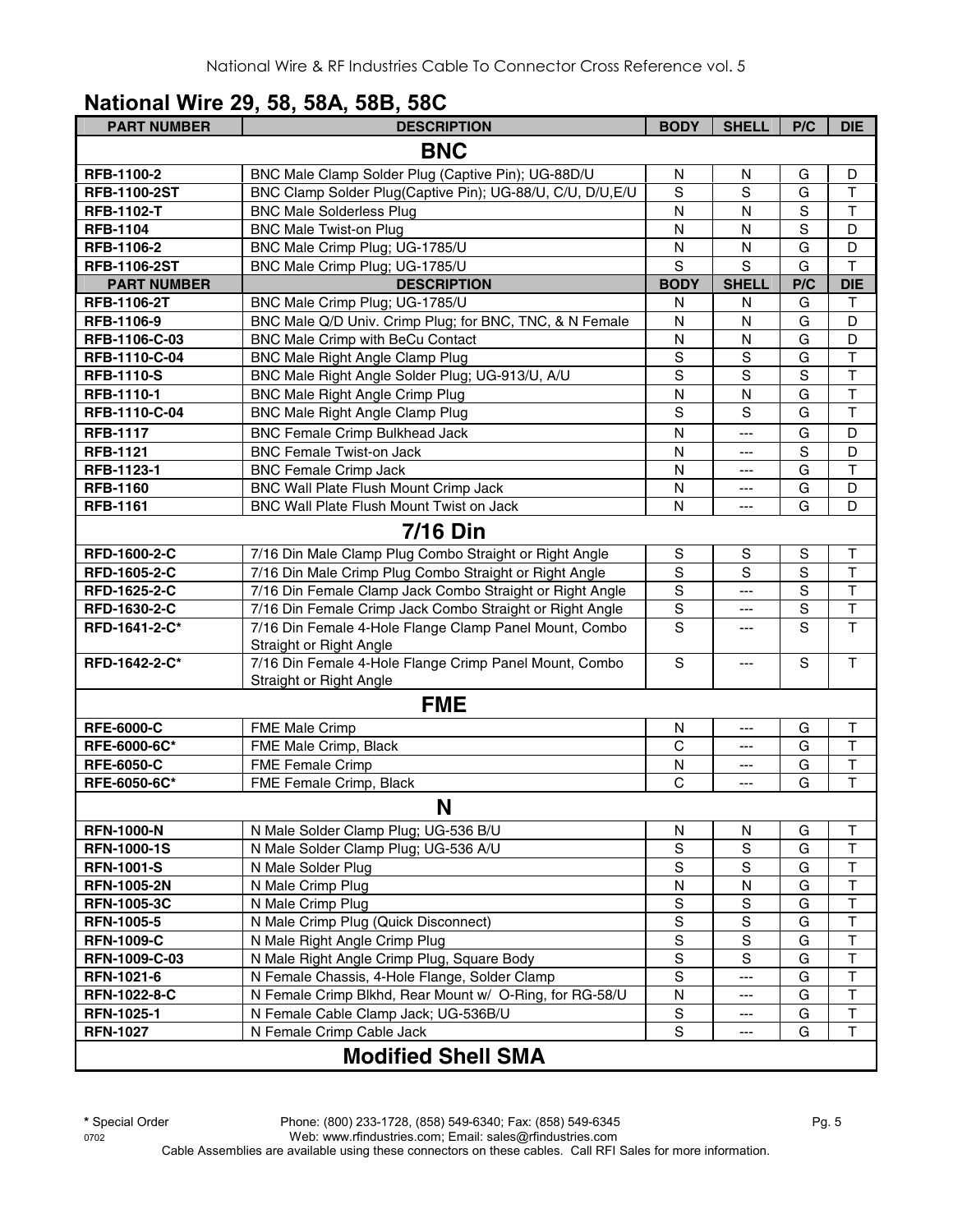## National Wire 29, 58, 58A, 58B, 58C

| PART NUMBER | DESCRIPTION | BODY | SHELL | P/C | DIE |
|---|---|---|---|---|---|
| **BNC** | | | | | |
| **RFB-1100-2** | BNC Male Clamp Solder Plug (Captive Pin); UG-88D/U | N | N | G | D |
| **RFB-1100-2ST** | BNC Clamp Solder Plug(Captive Pin); UG-88/U, C/U, D/U,E/U | S | S | G | T |
| **RFB-1102-T** | BNC Male Solderless Plug | N | N | S | T |
| **RFB-1104** | BNC Male Twist-on Plug | N | N | S | D |
| **RFB-1106-2** | BNC Male Crimp Plug; UG-1785/U | N | N | G | D |
| **RFB-1106-2ST** | BNC Male Crimp Plug; UG-1785/U | S | S | G | T |
| **PART NUMBER** | **DESCRIPTION** | **BODY** | **SHELL** | **P/C** | **DIE** |
| **RFB-1106-2T** | BNC Male Crimp Plug; UG-1785/U | N | N | G | T |
| **RFB-1106-9** | BNC Male Q/D Univ. Crimp Plug; for BNC, TNC, & N Female | N | N | G | D |
| **RFB-1106-C-03** | BNC Male Crimp with BeCu Contact | N | N | G | D |
| **RFB-1110-C-04** | BNC Male Right Angle Clamp Plug | S | S | G | T |
| **RFB-1110-S** | BNC Male Right Angle Solder Plug; UG-913/U, A/U | S | S | S | T |
| **RFB-1110-1** | BNC Male Right Angle Crimp Plug | N | N | G | T |
| **RFB-1110-C-04** | BNC Male Right Angle Clamp Plug | S | S | G | T |
| **RFB-1117** | BNC Female Crimp Bulkhead Jack | N | --- | G | D |
| **RFB-1121** | BNC Female Twist-on Jack | N | --- | S | D |
| **RFB-1123-1** | BNC Female Crimp Jack | N | --- | G | T |
| **RFB-1160** | BNC Wall Plate Flush Mount Crimp Jack | N | --- | G | D |
| **RFB-1161** | BNC Wall Plate Flush Mount Twist on Jack | N | --- | G | D |
| **7/16 Din** | | | | | |
| **RFD-1600-2-C** | 7/16 Din Male Clamp Plug Combo Straight or Right Angle | S | S | S | T |
| **RFD-1605-2-C** | 7/16 Din Male Crimp Plug Combo Straight or Right Angle | S | S | S | T |
| **RFD-1625-2-C** | 7/16 Din Female Clamp Jack Combo Straight or Right Angle | S | --- | S | T |
| **RFD-1630-2-C** | 7/16 Din Female Crimp Jack Combo Straight or Right Angle | S | --- | S | T |
| **RFD-1641-2-C*** | 7/16 Din Female 4-Hole Flange Clamp Panel Mount, Combo Straight or Right Angle | S | --- | S | T |
| **RFD-1642-2-C*** | 7/16 Din Female 4-Hole Flange Crimp Panel Mount, Combo Straight or Right Angle | S | --- | S | T |
| **FME** | | | | | |
| **RFE-6000-C** | FME Male Crimp | N | --- | G | T |
| **RFE-6000-6C*** | FME Male Crimp, Black | C | --- | G | T |
| **RFE-6050-C** | FME Female Crimp | N | --- | G | T |
| **RFE-6050-6C*** | FME Female Crimp, Black | C | --- | G | T |
| **N** | | | | | |
| **RFN-1000-N** | N Male Solder Clamp Plug; UG-536 B/U | N | N | G | T |
| **RFN-1000-1S** | N Male Solder Clamp Plug; UG-536 A/U | S | S | G | T |
| **RFN-1001-S** | N Male Solder Plug | S | S | G | T |
| **RFN-1005-2N** | N Male Crimp Plug | N | N | G | T |
| **RFN-1005-3C** | N Male Crimp Plug | S | S | G | T |
| **RFN-1005-5** | N Male Crimp Plug (Quick Disconnect) | S | S | G | T |
| **RFN-1009-C** | N Male Right Angle Crimp Plug | S | S | G | T |
| **RFN-1009-C-03** | N Male Right Angle Crimp Plug, Square Body | S | S | G | T |
| **RFN-1021-6** | N Female Chassis, 4-Hole Flange, Solder Clamp | S | --- | G | T |
| **RFN-1022-8-C** | N Female Crimp Blkhd, Rear Mount w/ O-Ring, for RG-58/U | N | --- | G | T |
| **RFN-1025-1** | N Female Cable Clamp Jack; UG-536B/U | S | --- | G | T |
| **RFN-1027** | N Female Crimp Cable Jack | S | --- | G | T |
| **Modified Shell SMA** | | | | | |

**\*** Special Order

Phone: (800) 233-1728, (858) 549-6340; Fax: (858) 549-6345
Web: www.rfindustries.com; Email: sales@rfindustries.com
Cable Assemblies are available using these connectors on these cables. Call RFI Sales for more information.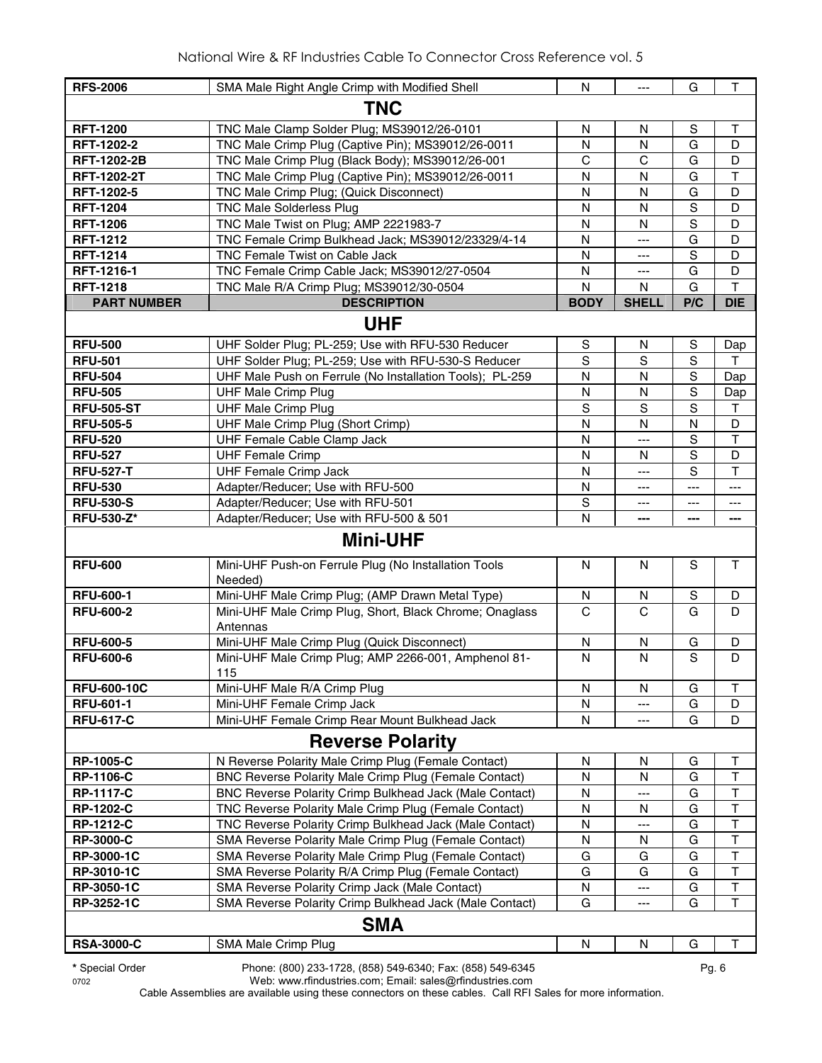| | | | | | |
|---|---|---|---|---|---|
| **RFS-2006** | SMA Male Right Angle Crimp with Modified Shell | N | --- | G | T |
| | **TNC** | | | | |
| **RFT-1200** | TNC Male Clamp Solder Plug; MS39012/26-0101 | N | N | S | T |
| **RFT-1202-2** | TNC Male Crimp Plug (Captive Pin); MS39012/26-0011 | N | N | G | D |
| **RFT-1202-2B** | TNC Male Crimp Plug (Black Body); MS39012/26-001 | C | C | G | D |
| **RFT-1202-2T** | TNC Male Crimp Plug (Captive Pin); MS39012/26-0011 | N | N | G | T |
| **RFT-1202-5** | TNC Male Crimp Plug; (Quick Disconnect) | N | N | G | D |
| **RFT-1204** | TNC Male Solderless Plug | N | N | S | D |
| **RFT-1206** | TNC Male Twist on Plug; AMP 2221983-7 | N | N | S | D |
| **RFT-1212** | TNC Female Crimp Bulkhead Jack; MS39012/23329/4-14 | N | --- | G | D |
| **RFT-1214** | TNC Female Twist on Cable Jack | N | --- | S | D |
| **RFT-1216-1** | TNC Female Crimp Cable Jack; MS39012/27-0504 | N | --- | G | D |
| **RFT-1218** | TNC Male R/A Crimp Plug; MS39012/30-0504 | N | N | G | T |
| **PART NUMBER** | **DESCRIPTION** | **BODY** | **SHELL** | **P/C** | **DIE** |
| | **UHF** | | | | |
| **RFU-500** | UHF Solder Plug; PL-259; Use with RFU-530 Reducer | S | N | S | Dap |
| **RFU-501** | UHF Solder Plug; PL-259; Use with RFU-530-S Reducer | S | S | S | T |
| **RFU-504** | UHF Male Push on Ferrule (No Installation Tools); PL-259 | N | N | S | Dap |
| **RFU-505** | UHF Male Crimp Plug | N | N | S | Dap |
| **RFU-505-ST** | UHF Male Crimp Plug | S | S | S | T |
| **RFU-505-5** | UHF Male Crimp Plug (Short Crimp) | N | N | N | D |
| **RFU-520** | UHF Female Cable Clamp Jack | N | --- | S | T |
| **RFU-527** | UHF Female Crimp | N | N | S | D |
| **RFU-527-T** | UHF Female Crimp Jack | N | --- | S | T |
| **RFU-530** | Adapter/Reducer; Use with RFU-500 | N | --- | --- | --- |
| **RFU-530-S** | Adapter/Reducer; Use with RFU-501 | S | --- | --- | --- |
| **RFU-530-Z*** | Adapter/Reducer; Use with RFU-500 & 501 | N | --- | --- | --- |
| | **Mini-UHF** | | | | |
| **RFU-600** | Mini-UHF Push-on Ferrule Plug (No Installation Tools Needed) | N | N | S | T |
| **RFU-600-1** | Mini-UHF Male Crimp Plug; (AMP Drawn Metal Type) | N | N | S | D |
| **RFU-600-2** | Mini-UHF Male Crimp Plug, Short, Black Chrome; Onaglass Antennas | C | C | G | D |
| **RFU-600-5** | Mini-UHF Male Crimp Plug (Quick Disconnect) | N | N | G | D |
| **RFU-600-6** | Mini-UHF Male Crimp Plug; AMP 2266-001, Amphenol 81-115 | N | N | S | D |
| **RFU-600-10C** | Mini-UHF Male R/A Crimp Plug | N | N | G | T |
| **RFU-601-1** | Mini-UHF Female Crimp Jack | N | --- | G | D |
| **RFU-617-C** | Mini-UHF Female Crimp Rear Mount Bulkhead Jack | N | --- | G | D |
| | **Reverse Polarity** | | | | |
| **RP-1005-C** | N Reverse Polarity Male Crimp Plug (Female Contact) | N | N | G | T |
| **RP-1106-C** | BNC Reverse Polarity Male Crimp Plug (Female Contact) | N | N | G | T |
| **RP-1117-C** | BNC Reverse Polarity Crimp Bulkhead Jack (Male Contact) | N | --- | G | T |
| **RP-1202-C** | TNC Reverse Polarity Male Crimp Plug (Female Contact) | N | N | G | T |
| **RP-1212-C** | TNC Reverse Polarity Crimp Bulkhead Jack (Male Contact) | N | --- | G | T |
| **RP-3000-C** | SMA Reverse Polarity Male Crimp Plug (Female Contact) | N | N | G | T |
| **RP-3000-1C** | SMA Reverse Polarity Male Crimp Plug (Female Contact) | G | G | G | T |
| **RP-3010-1C** | SMA Reverse Polarity R/A Crimp Plug (Female Contact) | G | G | G | T |
| **RP-3050-1C** | SMA Reverse Polarity Crimp Jack (Male Contact) | N | --- | G | T |
| **RP-3252-1C** | SMA Reverse Polarity Crimp Bulkhead Jack (Male Contact) | G | --- | G | T |
| | **SMA** | | | | |
| **RSA-3000-C** | SMA Male Crimp Plug | N | N | G | T |

**\*** Special Order

Phone: (800) 233-1728, (858) 549-6340; Fax: (858) 549-6345

Web: www.rfindustries.com; Email: sales@rfindustries.com

Cable Assemblies are available using these connectors on these cables. Call RFI Sales for more information.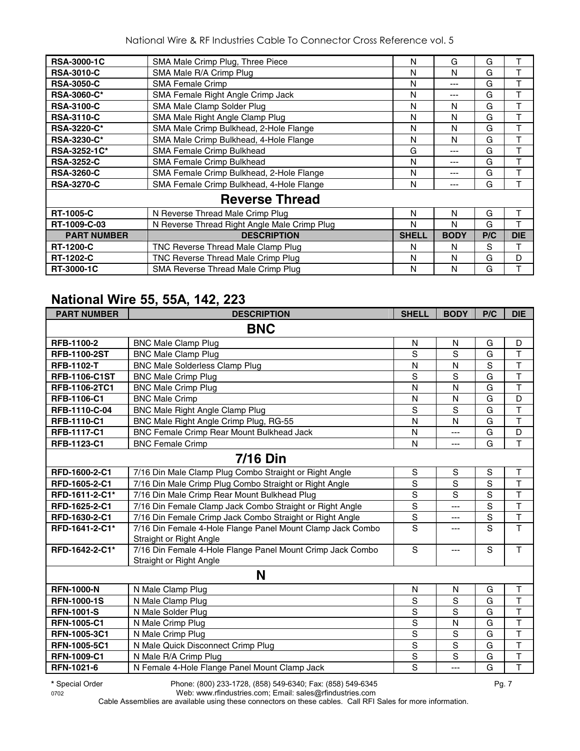| | | | | | |
|---|---|---|---|---|---|
| **RSA-3000-1C** | SMA Male Crimp Plug, Three Piece | N | G | G | T |
| **RSA-3010-C** | SMA Male R/A Crimp Plug | N | N | G | T |
| **RSA-3050-C** | SMA Female Crimp | N | --- | G | T |
| **RSA-3060-C*** | SMA Female Right Angle Crimp Jack | N | --- | G | T |
| **RSA-3100-C** | SMA Male Clamp Solder Plug | N | N | G | T |
| **RSA-3110-C** | SMA Male Right Angle Clamp Plug | N | N | G | T |
| **RSA-3220-C*** | SMA Male Crimp Bulkhead, 2-Hole Flange | N | N | G | T |
| **RSA-3230-C*** | SMA Male Crimp Bulkhead, 4-Hole Flange | N | N | G | T |
| **RSA-3252-1C*** | SMA Female Crimp Bulkhead | G | --- | G | T |
| **RSA-3252-C** | SMA Female Crimp Bulkhead | N | --- | G | T |
| **RSA-3260-C** | SMA Female Crimp Bulkhead, 2-Hole Flange | N | --- | G | T |
| **RSA-3270-C** | SMA Female Crimp Bulkhead, 4-Hole Flange | N | --- | G | T |
| | **Reverse Thread** | | | | |
| **RT-1005-C** | N Reverse Thread Male Crimp Plug | N | N | G | T |
| **RT-1009-C-03** | N Reverse Thread Right Angle Male Crimp Plug | N | N | G | T |
| **PART NUMBER** | **DESCRIPTION** | **SHELL** | **BODY** | **P/C** | **DIE** |
| **RT-1200-C** | TNC Reverse Thread Male Clamp Plug | N | N | S | T |
| **RT-1202-C** | TNC Reverse Thread Male Crimp Plug | N | N | G | D |
| **RT-3000-1C** | SMA Reverse Thread Male Crimp Plug | N | N | G | T |

## National Wire 55, 55A, 142, 223

| PART NUMBER | DESCRIPTION | SHELL | BODY | P/C | DIE |
|---|---|---|---|---|---|
| | **BNC** | | | | |
| **RFB-1100-2** | BNC Male Clamp Plug | N | N | G | D |
| **RFB-1100-2ST** | BNC Male Clamp Plug | S | S | G | T |
| **RFB-1102-T** | BNC Male Solderless Clamp Plug | N | N | S | T |
| **RFB-1106-C1ST** | BNC Male Crimp Plug | S | S | G | T |
| **RFB-1106-2TC1** | BNC Male Crimp Plug | N | N | G | T |
| **RFB-1106-C1** | BNC Male Crimp | N | N | G | D |
| **RFB-1110-C-04** | BNC Male Right Angle Clamp Plug | S | S | G | T |
| **RFB-1110-C1** | BNC Male Right Angle Crimp Plug, RG-55 | N | N | G | T |
| **RFB-1117-C1** | BNC Female Crimp Rear Mount Bulkhead Jack | N | --- | G | D |
| **RFB-1123-C1** | BNC Female Crimp | N | --- | G | T |
| | **7/16 Din** | | | | |
| **RFD-1600-2-C1** | 7/16 Din Male Clamp Plug Combo Straight or Right Angle | S | S | S | T |
| **RFD-1605-2-C1** | 7/16 Din Male Crimp Plug Combo Straight or Right Angle | S | S | S | T |
| **RFD-1611-2-C1*** | 7/16 Din Male Crimp Rear Mount Bulkhead Plug | S | S | S | T |
| **RFD-1625-2-C1** | 7/16 Din Female Clamp Jack Combo Straight or Right Angle | S | --- | S | T |
| **RFD-1630-2-C1** | 7/16 Din Female Crimp Jack Combo Straight or Right Angle | S | --- | S | T |
| **RFD-1641-2-C1*** | 7/16 Din Female 4-Hole Flange Panel Mount Clamp Jack Combo Straight or Right Angle | S | --- | S | T |
| **RFD-1642-2-C1*** | 7/16 Din Female 4-Hole Flange Panel Mount Crimp Jack Combo Straight or Right Angle | S | --- | S | T |
| | **N** | | | | |
| **RFN-1000-N** | N Male Clamp Plug | N | N | G | T |
| **RFN-1000-1S** | N Male Clamp Plug | S | S | G | T |
| **RFN-1001-S** | N Male Solder Plug | S | S | G | T |
| **RFN-1005-C1** | N Male Crimp Plug | S | N | G | T |
| **RFN-1005-3C1** | N Male Crimp Plug | S | S | G | T |
| **RFN-1005-5C1** | N Male Quick Disconnect Crimp Plug | S | S | G | T |
| **RFN-1009-C1** | N Male R/A Crimp Plug | S | S | G | T |
| **RFN-1021-6** | N Female 4-Hole Flange Panel Mount Clamp Jack | S | --- | G | T |

**\*** Special Order Phone: (800) 233-1728, (858) 549-6340; Fax: (858) 549-6345
0702 Web: www.rfindustries.com; Email: sales@rfindustries.com
Cable Assemblies are available using these connectors on these cables. Call RFI Sales for more information.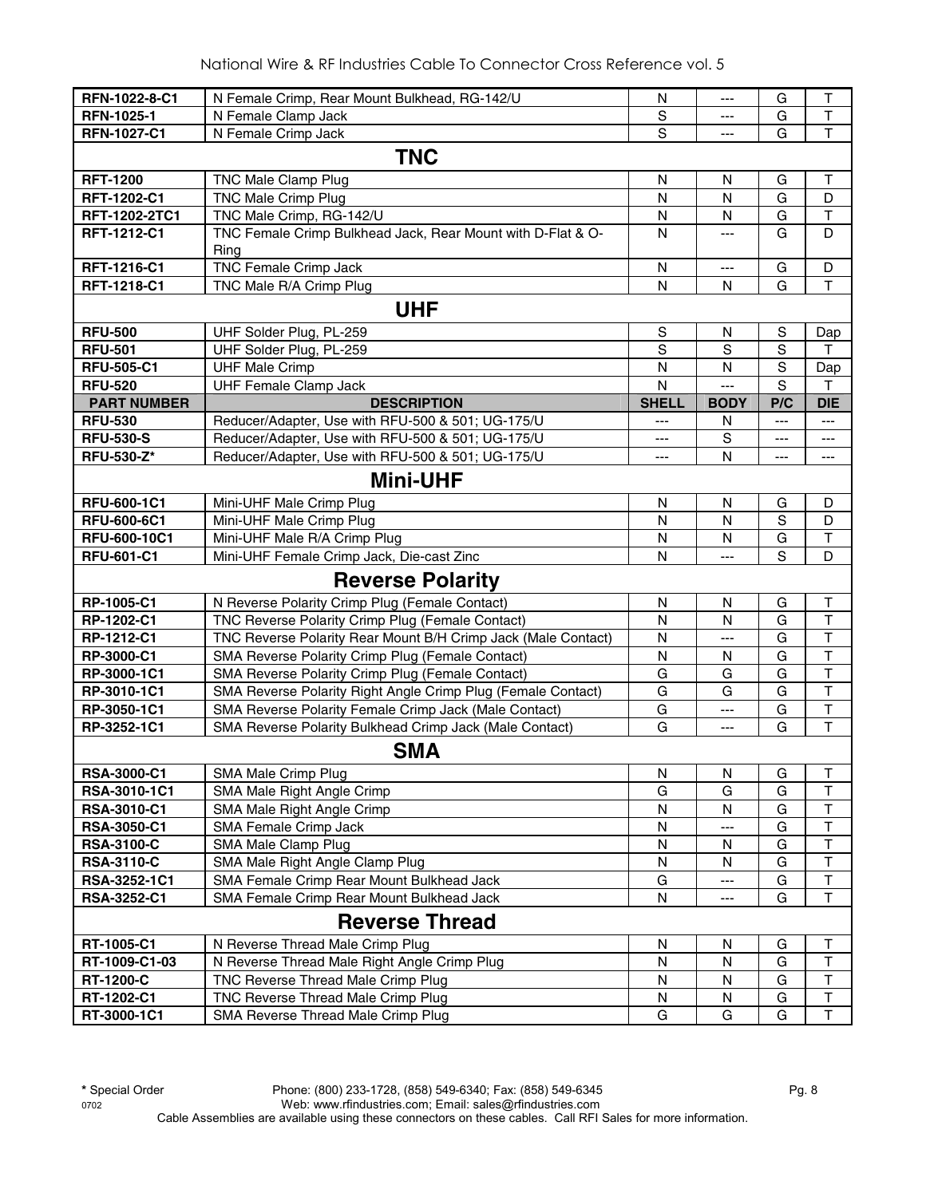| PART NUMBER | DESCRIPTION | SHELL | BODY | P/C | DIE |
|---|---|---|---|---|---|
| RFN-1022-8-C1 | N Female Crimp, Rear Mount Bulkhead, RG-142/U | N | --- | G | T |
| RFN-1025-1 | N Female Clamp Jack | S | --- | G | T |
| RFN-1027-C1 | N Female Crimp Jack | S | --- | G | T |
| | **TNC** | | | | |
| RFT-1200 | TNC Male Clamp Plug | N | N | G | T |
| RFT-1202-C1 | TNC Male Crimp Plug | N | N | G | D |
| RFT-1202-2TC1 | TNC Male Crimp, RG-142/U | N | N | G | T |
| RFT-1212-C1 | TNC Female Crimp Bulkhead Jack, Rear Mount with D-Flat & O-Ring | N | --- | G | D |
| RFT-1216-C1 | TNC Female Crimp Jack | N | --- | G | D |
| RFT-1218-C1 | TNC Male R/A Crimp Plug | N | N | G | T |
| | **UHF** | | | | |
| RFU-500 | UHF Solder Plug, PL-259 | S | N | S | Dap |
| RFU-501 | UHF Solder Plug, PL-259 | S | S | S | T |
| RFU-505-C1 | UHF Male Crimp | N | N | S | Dap |
| RFU-520 | UHF Female Clamp Jack | N | --- | S | T |
| **PART NUMBER** | **DESCRIPTION** | **SHELL** | **BODY** | **P/C** | **DIE** |
| RFU-530 | Reducer/Adapter, Use with RFU-500 & 501; UG-175/U | --- | N | --- | --- |
| RFU-530-S | Reducer/Adapter, Use with RFU-500 & 501; UG-175/U | --- | S | --- | --- |
| RFU-530-Z* | Reducer/Adapter, Use with RFU-500 & 501; UG-175/U | --- | N | --- | --- |
| | **Mini-UHF** | | | | |
| RFU-600-1C1 | Mini-UHF Male Crimp Plug | N | N | G | D |
| RFU-600-6C1 | Mini-UHF Male Crimp Plug | N | N | S | D |
| RFU-600-10C1 | Mini-UHF Male R/A Crimp Plug | N | N | G | T |
| RFU-601-C1 | Mini-UHF Female Crimp Jack, Die-cast Zinc | N | --- | S | D |
| | **Reverse Polarity** | | | | |
| RP-1005-C1 | N Reverse Polarity Crimp Plug (Female Contact) | N | N | G | T |
| RP-1202-C1 | TNC Reverse Polarity Crimp Plug (Female Contact) | N | N | G | T |
| RP-1212-C1 | TNC Reverse Polarity Rear Mount B/H Crimp Jack (Male Contact) | N | --- | G | T |
| RP-3000-C1 | SMA Reverse Polarity Crimp Plug (Female Contact) | N | N | G | T |
| RP-3000-1C1 | SMA Reverse Polarity Crimp Plug (Female Contact) | G | G | G | T |
| RP-3010-1C1 | SMA Reverse Polarity Right Angle Crimp Plug (Female Contact) | G | G | G | T |
| RP-3050-1C1 | SMA Reverse Polarity Female Crimp Jack (Male Contact) | G | --- | G | T |
| RP-3252-1C1 | SMA Reverse Polarity Bulkhead Crimp Jack (Male Contact) | G | --- | G | T |
| | **SMA** | | | | |
| RSA-3000-C1 | SMA Male Crimp Plug | N | N | G | T |
| RSA-3010-1C1 | SMA Male Right Angle Crimp | G | G | G | T |
| RSA-3010-C1 | SMA Male Right Angle Crimp | N | N | G | T |
| RSA-3050-C1 | SMA Female Crimp Jack | N | --- | G | T |
| RSA-3100-C | SMA Male Clamp Plug | N | N | G | T |
| RSA-3110-C | SMA Male Right Angle Clamp Plug | N | N | G | T |
| RSA-3252-1C1 | SMA Female Crimp Rear Mount Bulkhead Jack | G | --- | G | T |
| RSA-3252-C1 | SMA Female Crimp Rear Mount Bulkhead Jack | N | --- | G | T |
| | **Reverse Thread** | | | | |
| RT-1005-C1 | N Reverse Thread Male Crimp Plug | N | N | G | T |
| RT-1009-C1-03 | N Reverse Thread Male Right Angle Crimp Plug | N | N | G | T |
| RT-1200-C | TNC Reverse Thread Male Crimp Plug | N | N | G | T |
| RT-1202-C1 | TNC Reverse Thread Male Crimp Plug | N | N | G | T |
| RT-3000-1C1 | SMA Reverse Thread Male Crimp Plug | G | G | G | T |

**\*** Special Order Phone: (800) 233-1728, (858) 549-6340; Fax: (858) 549-6345

0702 Web: www.rfindustries.com; Email: sales@rfindustries.com

Cable Assemblies are available using these connectors on these cables. Call RFI Sales for more information.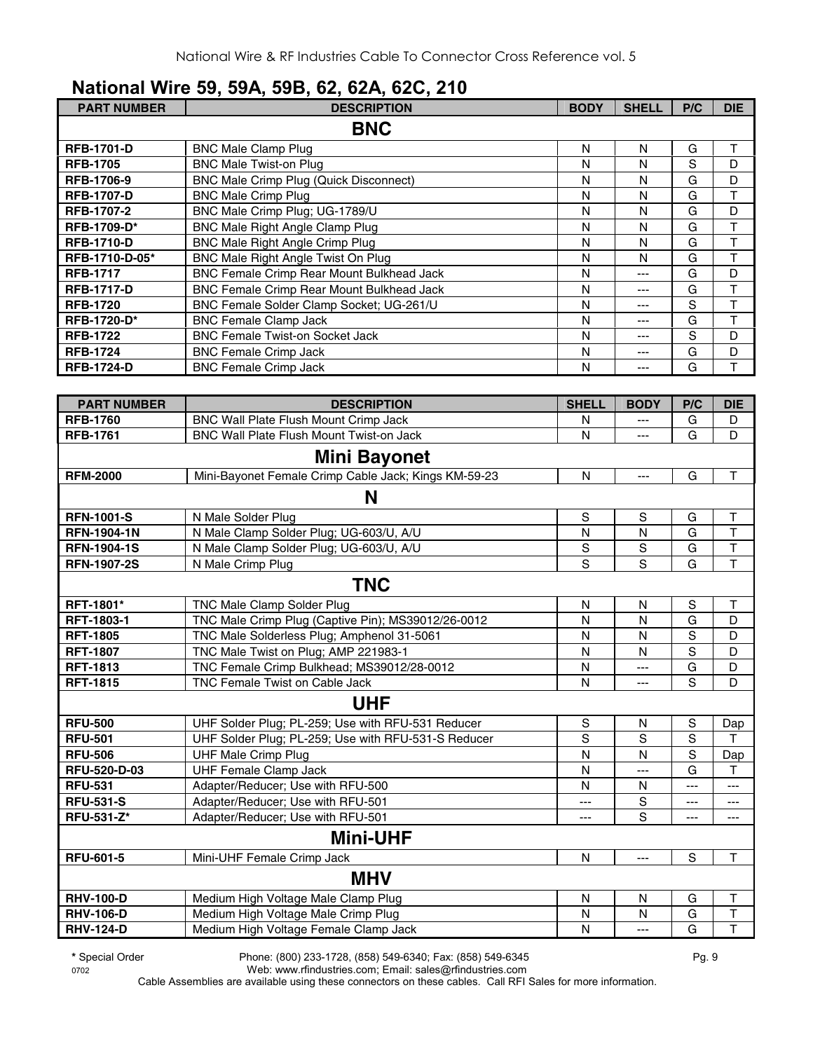## National Wire 59, 59A, 59B, 62, 62A, 62C, 210

| PART NUMBER | DESCRIPTION | BODY | SHELL | P/C | DIE |
|---|---|---|---|---|---|
| **BNC** | | | | | |
| **RFB-1701-D** | BNC Male Clamp Plug | N | N | G | T |
| **RFB-1705** | BNC Male Twist-on Plug | N | N | S | D |
| **RFB-1706-9** | BNC Male Crimp Plug (Quick Disconnect) | N | N | G | D |
| **RFB-1707-D** | BNC Male Crimp Plug | N | N | G | T |
| **RFB-1707-2** | BNC Male Crimp Plug; UG-1789/U | N | N | G | D |
| **RFB-1709-D*** | BNC Male Right Angle Clamp Plug | N | N | G | T |
| **RFB-1710-D** | BNC Male Right Angle Crimp Plug | N | N | G | T |
| **RFB-1710-D-05*** | BNC Male Right Angle Twist On Plug | N | N | G | T |
| **RFB-1717** | BNC Female Crimp Rear Mount Bulkhead Jack | N | --- | G | D |
| **RFB-1717-D** | BNC Female Crimp Rear Mount Bulkhead Jack | N | --- | G | T |
| **RFB-1720** | BNC Female Solder Clamp Socket; UG-261/U | N | --- | S | T |
| **RFB-1720-D*** | BNC Female Clamp Jack | N | --- | G | T |
| **RFB-1722** | BNC Female Twist-on Socket Jack | N | --- | S | D |
| **RFB-1724** | BNC Female Crimp Jack | N | --- | G | D |
| **RFB-1724-D** | BNC Female Crimp Jack | N | --- | G | T |

| PART NUMBER | DESCRIPTION | SHELL | BODY | P/C | DIE |
|---|---|---|---|---|---|
| **RFB-1760** | BNC Wall Plate Flush Mount Crimp Jack | N | --- | G | D |
| **RFB-1761** | BNC Wall Plate Flush Mount Twist-on Jack | N | --- | G | D |
| **Mini Bayonet** | | | | | |
| **RFM-2000** | Mini-Bayonet Female Crimp Cable Jack; Kings KM-59-23 | N | --- | G | T |
| **N** | | | | | |
| **RFN-1001-S** | N Male Solder Plug | S | S | G | T |
| **RFN-1904-1N** | N Male Clamp Solder Plug; UG-603/U, A/U | N | N | G | T |
| **RFN-1904-1S** | N Male Clamp Solder Plug; UG-603/U, A/U | S | S | G | T |
| **RFN-1907-2S** | N Male Crimp Plug | S | S | G | T |
| **TNC** | | | | | |
| **RFT-1801*** | TNC Male Clamp Solder Plug | N | N | S | T |
| **RFT-1803-1** | TNC Male Crimp Plug (Captive Pin); MS39012/26-0012 | N | N | G | D |
| **RFT-1805** | TNC Male Solderless Plug; Amphenol 31-5061 | N | N | S | D |
| **RFT-1807** | TNC Male Twist on Plug; AMP 221983-1 | N | N | S | D |
| **RFT-1813** | TNC Female Crimp Bulkhead; MS39012/28-0012 | N | --- | G | D |
| **RFT-1815** | TNC Female Twist on Cable Jack | N | --- | S | D |
| **UHF** | | | | | |
| **RFU-500** | UHF Solder Plug; PL-259; Use with RFU-531 Reducer | S | N | S | Dap |
| **RFU-501** | UHF Solder Plug; PL-259; Use with RFU-531-S Reducer | S | S | S | T |
| **RFU-506** | UHF Male Crimp Plug | N | N | S | Dap |
| **RFU-520-D-03** | UHF Female Clamp Jack | N | --- | G | T |
| **RFU-531** | Adapter/Reducer; Use with RFU-500 | N | N | --- | --- |
| **RFU-531-S** | Adapter/Reducer; Use with RFU-501 | --- | S | --- | --- |
| **RFU-531-Z*** | Adapter/Reducer; Use with RFU-501 | --- | S | --- | --- |
| **Mini-UHF** | | | | | |
| **RFU-601-5** | Mini-UHF Female Crimp Jack | N | --- | S | T |
| **MHV** | | | | | |
| **RHV-100-D** | Medium High Voltage Male Clamp Plug | N | N | G | T |
| **RHV-106-D** | Medium High Voltage Male Crimp Plug | N | N | G | T |
| **RHV-124-D** | Medium High Voltage Female Clamp Jack | N | --- | G | T |

**\*** Special Order

Phone: (800) 233-1728, (858) 549-6340; Fax: (858) 549-6345
Web: www.rfindustries.com; Email: sales@rfindustries.com

Cable Assemblies are available using these connectors on these cables. Call RFI Sales for more information.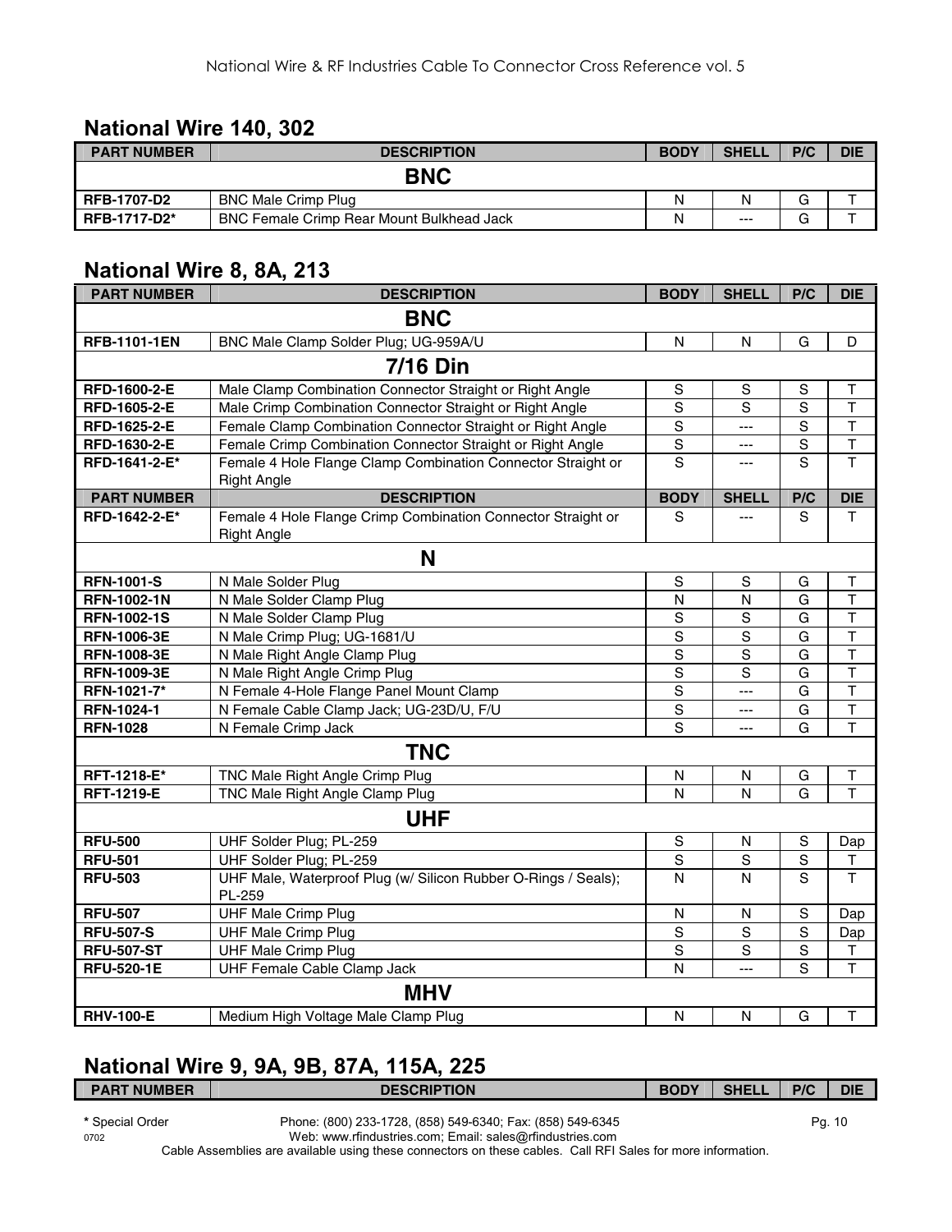## National Wire 140, 302

| PART NUMBER | DESCRIPTION | BODY | SHELL | P/C | DIE |
|---|---|---|---|---|---|
| | **BNC** | | | | |
| **RFB-1707-D2** | BNC Male Crimp Plug | N | N | G | T |
| **RFB-1717-D2*** | BNC Female Crimp Rear Mount Bulkhead Jack | N | --- | G | T |

## National Wire 8, 8A, 213

| PART NUMBER | DESCRIPTION | BODY | SHELL | P/C | DIE |
|---|---|---|---|---|---|
| | **BNC** | | | | |
| **RFB-1101-1EN** | BNC Male Clamp Solder Plug; UG-959A/U | N | N | G | D |
| | **7/16 Din** | | | | |
| **RFD-1600-2-E** | Male Clamp Combination Connector Straight or Right Angle | S | S | S | T |
| **RFD-1605-2-E** | Male Crimp Combination Connector Straight or Right Angle | S | S | S | T |
| **RFD-1625-2-E** | Female Clamp Combination Connector Straight or Right Angle | S | --- | S | T |
| **RFD-1630-2-E** | Female Crimp Combination Connector Straight or Right Angle | S | --- | S | T |
| **RFD-1641-2-E*** | Female 4 Hole Flange Clamp Combination Connector Straight or Right Angle | S | --- | S | T |
| **RFD-1642-2-E*** | Female 4 Hole Flange Crimp Combination Connector Straight or Right Angle | S | --- | S | T |
| | **N** | | | | |
| **RFN-1001-S** | N Male Solder Plug | S | S | G | T |
| **RFN-1002-1N** | N Male Solder Clamp Plug | N | N | G | T |
| **RFN-1002-1S** | N Male Solder Clamp Plug | S | S | G | T |
| **RFN-1006-3E** | N Male Crimp Plug; UG-1681/U | S | S | G | T |
| **RFN-1008-3E** | N Male Right Angle Clamp Plug | S | S | G | T |
| **RFN-1009-3E** | N Male Right Angle Crimp Plug | S | S | G | T |
| **RFN-1021-7*** | N Female 4-Hole Flange Panel Mount Clamp | S | --- | G | T |
| **RFN-1024-1** | N Female Cable Clamp Jack; UG-23D/U, F/U | S | --- | G | T |
| **RFN-1028** | N Female Crimp Jack | S | --- | G | T |
| | **TNC** | | | | |
| **RFT-1218-E*** | TNC Male Right Angle Crimp Plug | N | N | G | T |
| **RFT-1219-E** | TNC Male Right Angle Clamp Plug | N | N | G | T |
| | **UHF** | | | | |
| **RFU-500** | UHF Solder Plug; PL-259 | S | N | S | Dap |
| **RFU-501** | UHF Solder Plug; PL-259 | S | S | S | T |
| **RFU-503** | UHF Male, Waterproof Plug (w/ Silicon Rubber O-Rings / Seals); PL-259 | N | N | S | T |
| **RFU-507** | UHF Male Crimp Plug | N | N | S | Dap |
| **RFU-507-S** | UHF Male Crimp Plug | S | S | S | Dap |
| **RFU-507-ST** | UHF Male Crimp Plug | S | S | S | T |
| **RFU-520-1E** | UHF Female Cable Clamp Jack | N | --- | S | T |
| | **MHV** | | | | |
| **RHV-100-E** | Medium High Voltage Male Clamp Plug | N | N | G | T |

## National Wire 9, 9A, 9B, 87A, 115A, 225

| PART NUMBER | DESCRIPTION | BODY | SHELL | P/C | DIE |
|---|---|---|---|---|---|

* Special Order

Phone: (800) 233-1728, (858) 549-6340; Fax: (858) 549-6345
Web: www.rfindustries.com; Email: sales@rfindustries.com
Cable Assemblies are available using these connectors on these cables. Call RFI Sales for more information.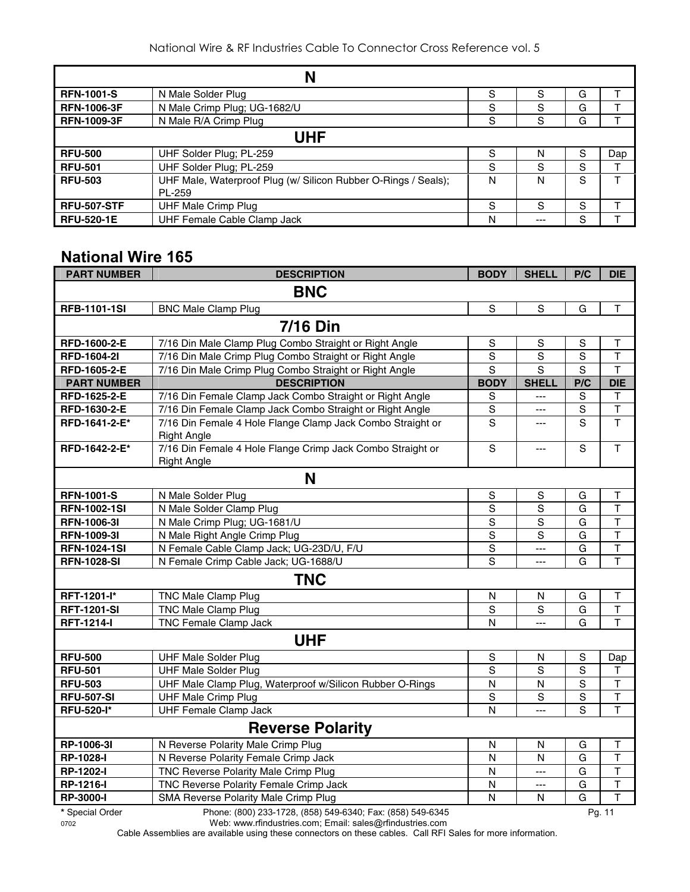| N | | | | | |
|---|---|---|---|---|---|
| **RFN-1001-S** | N Male Solder Plug | S | S | G | T |
| **RFN-1006-3F** | N Male Crimp Plug; UG-1682/U | S | S | G | T |
| **RFN-1009-3F** | N Male R/A Crimp Plug | S | S | G | T |
| **UHF** | | | | | |
| **RFU-500** | UHF Solder Plug; PL-259 | S | N | S | Dap |
| **RFU-501** | UHF Solder Plug; PL-259 | S | S | S | T |
| **RFU-503** | UHF Male, Waterproof Plug (w/ Silicon Rubber O-Rings / Seals); PL-259 | N | N | S | T |
| **RFU-507-STF** | UHF Male Crimp Plug | S | S | S | T |
| **RFU-520-1E** | UHF Female Cable Clamp Jack | N | --- | S | T |

## National Wire 165

| PART NUMBER | DESCRIPTION | BODY | SHELL | P/C | DIE |
|---|---|---|---|---|---|
| **BNC** | | | | | |
| **RFB-1101-1SI** | BNC Male Clamp Plug | S | S | G | T |
| **7/16 Din** | | | | | |
| **RFD-1600-2-E** | 7/16 Din Male Clamp Plug Combo Straight or Right Angle | S | S | S | T |
| **RFD-1604-2I** | 7/16 Din Male Crimp Plug Combo Straight or Right Angle | S | S | S | T |
| **RFD-1605-2-E** | 7/16 Din Male Crimp Plug Combo Straight or Right Angle | S | S | S | T |
| **PART NUMBER** | **DESCRIPTION** | **BODY** | **SHELL** | **P/C** | **DIE** |
| **RFD-1625-2-E** | 7/16 Din Female Clamp Jack Combo Straight or Right Angle | S | --- | S | T |
| **RFD-1630-2-E** | 7/16 Din Female Clamp Jack Combo Straight or Right Angle | S | --- | S | T |
| **RFD-1641-2-E*** | 7/16 Din Female 4 Hole Flange Clamp Jack Combo Straight or Right Angle | S | --- | S | T |
| **RFD-1642-2-E*** | 7/16 Din Female 4 Hole Flange Crimp Jack Combo Straight or Right Angle | S | --- | S | T |
| **N** | | | | | |
| **RFN-1001-S** | N Male Solder Plug | S | S | G | T |
| **RFN-1002-1SI** | N Male Solder Clamp Plug | S | S | G | T |
| **RFN-1006-3I** | N Male Crimp Plug; UG-1681/U | S | S | G | T |
| **RFN-1009-3I** | N Male Right Angle Crimp Plug | S | S | G | T |
| **RFN-1024-1SI** | N Female Cable Clamp Jack; UG-23D/U, F/U | S | --- | G | T |
| **RFN-1028-SI** | N Female Crimp Cable Jack; UG-1688/U | S | --- | G | T |
| **TNC** | | | | | |
| **RFT-1201-I*** | TNC Male Clamp Plug | N | N | G | T |
| **RFT-1201-SI** | TNC Male Clamp Plug | S | S | G | T |
| **RFT-1214-I** | TNC Female Clamp Jack | N | --- | G | T |
| **UHF** | | | | | |
| **RFU-500** | UHF Male Solder Plug | S | N | S | Dap |
| **RFU-501** | UHF Male Solder Plug | S | S | S | T |
| **RFU-503** | UHF Male Clamp Plug, Waterproof w/Silicon Rubber O-Rings | N | N | S | T |
| **RFU-507-SI** | UHF Male Crimp Plug | S | S | S | T |
| **RFU-520-I*** | UHF Female Clamp Jack | N | --- | S | T |
| **Reverse Polarity** | | | | | |
| **RP-1006-3I** | N Reverse Polarity Male Crimp Plug | N | N | G | T |
| **RP-1028-I** | N Reverse Polarity Female Crimp Jack | N | N | G | T |
| **RP-1202-I** | TNC Reverse Polarity Male Crimp Plug | N | --- | G | T |
| **RP-1216-I** | TNC Reverse Polarity Female Crimp Jack | N | --- | G | T |
| **RP-3000-I** | SMA Reverse Polarity Male Crimp Plug | N | N | G | T |

**\*** Special Order

Phone: (800) 233-1728, (858) 549-6340; Fax: (858) 549-6345
Web: www.rfindustries.com; Email: sales@rfindustries.com

Cable Assemblies are available using these connectors on these cables. Call RFI Sales for more information.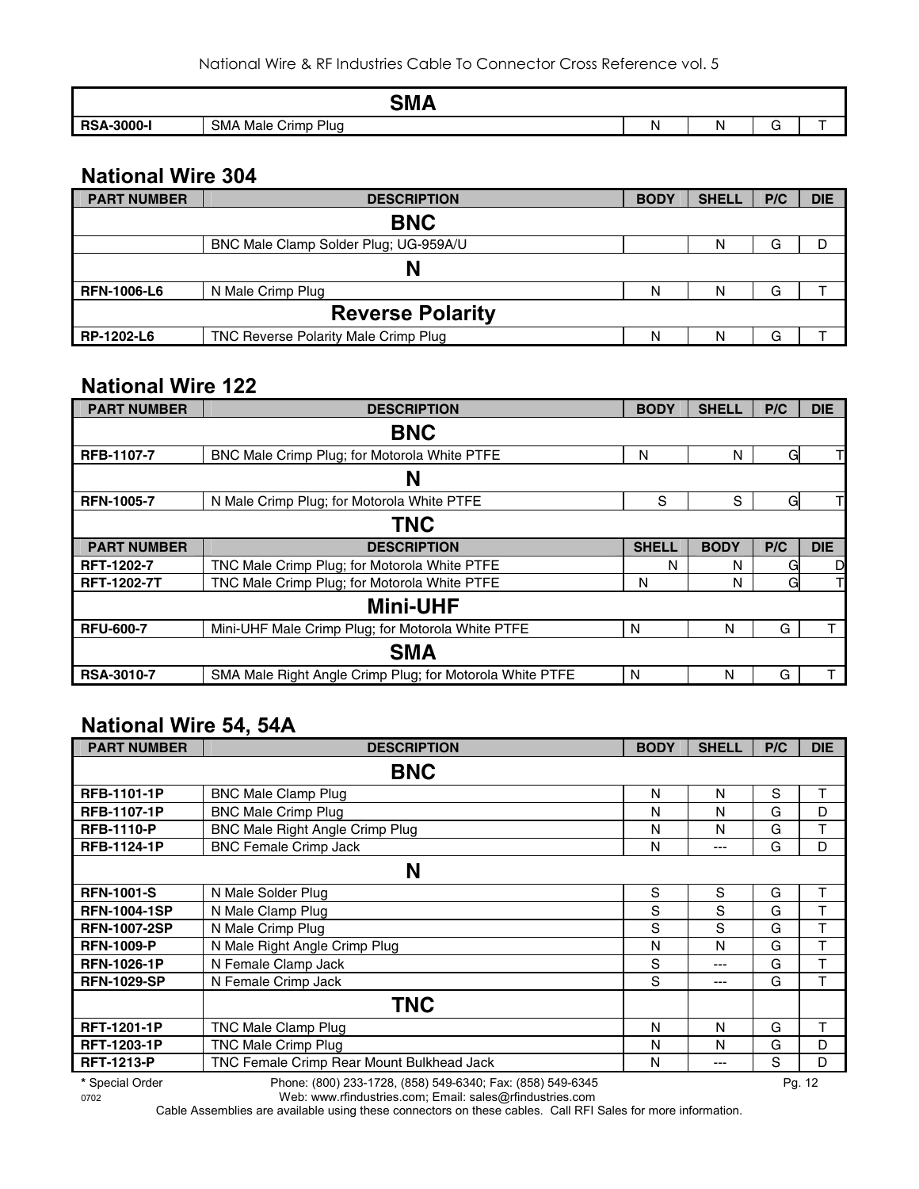| | **SMA** | | | | |
|---|---|---|---|---|---|
| **RSA-3000-I** | SMA Male Crimp Plug | N | N | G | T |

## National Wire 304

| PART NUMBER | DESCRIPTION | BODY | SHELL | P/C | DIE |
|---|---|---|---|---|---|
| | **BNC** | | | | |
| | BNC Male Clamp Solder Plug; UG-959A/U | | N | G | D |
| | **N** | | | | |
| **RFN-1006-L6** | N Male Crimp Plug | N | N | G | T |
| | **Reverse Polarity** | | | | |
| **RP-1202-L6** | TNC Reverse Polarity Male Crimp Plug | N | N | G | T |

## National Wire 122

| PART NUMBER | DESCRIPTION | BODY | SHELL | P/C | DIE |
|---|---|---|---|---|---|
| | **BNC** | | | | |
| **RFB-1107-7** | BNC Male Crimp Plug; for Motorola White PTFE | N | N | G | T |
| | **N** | | | | |
| **RFN-1005-7** | N Male Crimp Plug; for Motorola White PTFE | S | S | G | T |
| | **TNC** | | | | |
| **PART NUMBER** | **DESCRIPTION** | **SHELL** | **BODY** | **P/C** | **DIE** |
| **RFT-1202-7** | TNC Male Crimp Plug; for Motorola White PTFE | N | N | G | D |
| **RFT-1202-7T** | TNC Male Crimp Plug; for Motorola White PTFE | N | N | G | T |
| | **Mini-UHF** | | | | |
| **RFU-600-7** | Mini-UHF Male Crimp Plug; for Motorola White PTFE | N | N | G | T |
| | **SMA** | | | | |
| **RSA-3010-7** | SMA Male Right Angle Crimp Plug; for Motorola White PTFE | N | N | G | T |

## National Wire 54, 54A

| PART NUMBER | DESCRIPTION | BODY | SHELL | P/C | DIE |
|---|---|---|---|---|---|
| | **BNC** | | | | |
| **RFB-1101-1P** | BNC Male Clamp Plug | N | N | S | T |
| **RFB-1107-1P** | BNC Male Crimp Plug | N | N | G | D |
| **RFB-1110-P** | BNC Male Right Angle Crimp Plug | N | N | G | T |
| **RFB-1124-1P** | BNC Female Crimp Jack | N | --- | G | D |
| | **N** | | | | |
| **RFN-1001-S** | N Male Solder Plug | S | S | G | T |
| **RFN-1004-1SP** | N Male Clamp Plug | S | S | G | T |
| **RFN-1007-2SP** | N Male Crimp Plug | S | S | G | T |
| **RFN-1009-P** | N Male Right Angle Crimp Plug | N | N | G | T |
| **RFN-1026-1P** | N Female Clamp Jack | S | --- | G | T |
| **RFN-1029-SP** | N Female Crimp Jack | S | --- | G | T |
| | **TNC** | | | | |
| **RFT-1201-1P** | TNC Male Clamp Plug | N | N | G | T |
| **RFT-1203-1P** | TNC Male Crimp Plug | N | N | G | D |
| **RFT-1213-P** | TNC Female Crimp Rear Mount Bulkhead Jack | N | --- | S | D |

**\*** Special Order

Phone: (800) 233-1728, (858) 549-6340; Fax: (858) 549-6345
Web: www.rfindustries.com; Email: sales@rfindustries.com

Cable Assemblies are available using these connectors on these cables. Call RFI Sales for more information.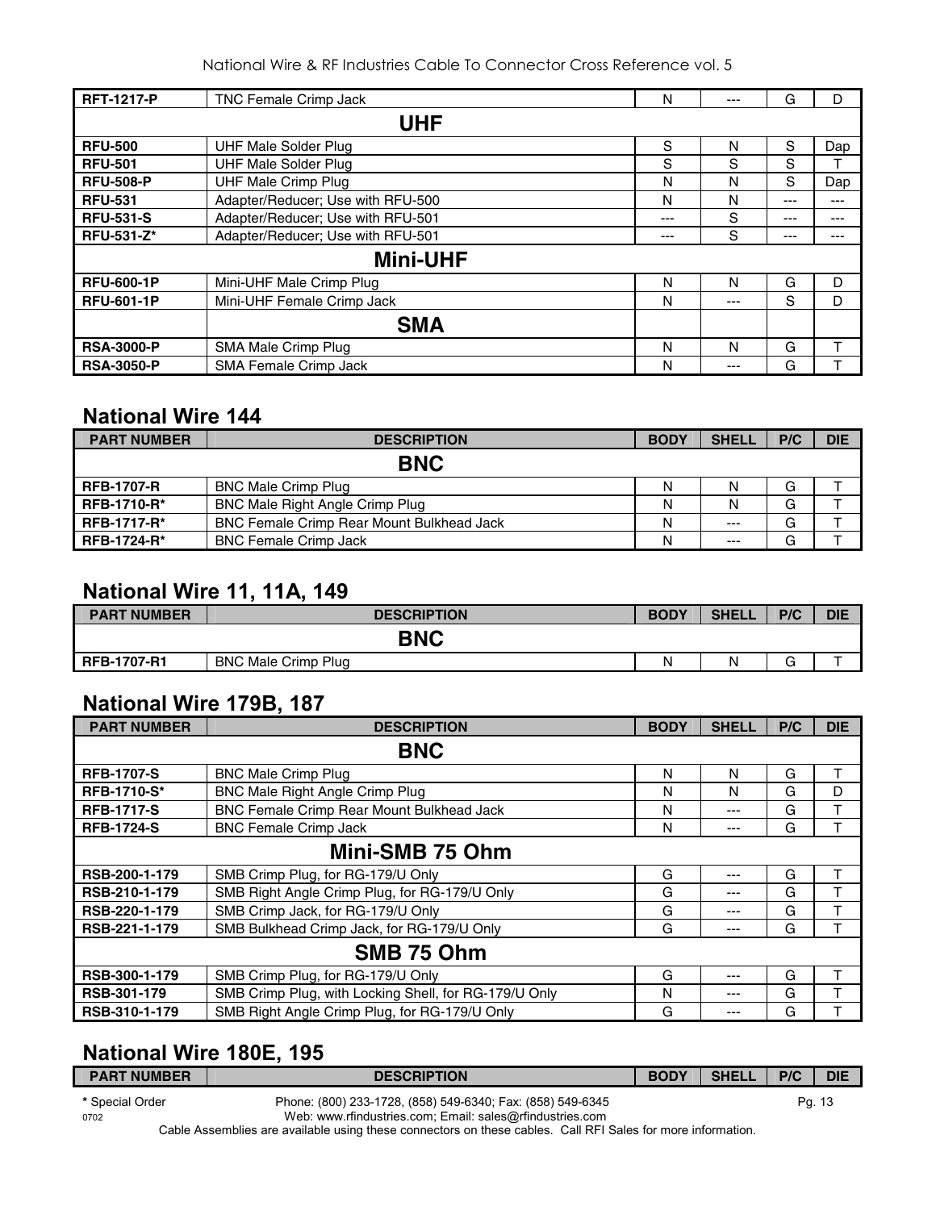| RFT-1217-P | TNC Female Crimp Jack | N | --- | G | D |
|---|---|---|---|---|---|
| | **UHF** | | | | |
| RFU-500 | UHF Male Solder Plug | S | N | S | Dap |
| RFU-501 | UHF Male Solder Plug | S | S | S | T |
| RFU-508-P | UHF Male Crimp Plug | N | N | S | Dap |
| RFU-531 | Adapter/Reducer; Use with RFU-500 | N | N | --- | --- |
| RFU-531-S | Adapter/Reducer; Use with RFU-501 | --- | S | --- | --- |
| RFU-531-Z* | Adapter/Reducer; Use with RFU-501 | --- | S | --- | --- |
| | **Mini-UHF** | | | | |
| RFU-600-1P | Mini-UHF Male Crimp Plug | N | N | G | D |
| RFU-601-1P | Mini-UHF Female Crimp Jack | N | --- | S | D |
| | **SMA** | | | | |
| RSA-3000-P | SMA Male Crimp Plug | N | N | G | T |
| RSA-3050-P | SMA Female Crimp Jack | N | --- | G | T |

## National Wire 144

| PART NUMBER | DESCRIPTION | BODY | SHELL | P/C | DIE |
|---|---|---|---|---|---|
| | **BNC** | | | | |
| RFB-1707-R | BNC Male Crimp Plug | N | N | G | T |
| RFB-1710-R* | BNC Male Right Angle Crimp Plug | N | N | G | T |
| RFB-1717-R* | BNC Female Crimp Rear Mount Bulkhead Jack | N | --- | G | T |
| RFB-1724-R* | BNC Female Crimp Jack | N | --- | G | T |

## National Wire 11, 11A, 149

| PART NUMBER | DESCRIPTION | BODY | SHELL | P/C | DIE |
|---|---|---|---|---|---|
| | **BNC** | | | | |
| RFB-1707-R1 | BNC Male Crimp Plug | N | N | G | T |

## National Wire 179B, 187

| PART NUMBER | DESCRIPTION | BODY | SHELL | P/C | DIE |
|---|---|---|---|---|---|
| | **BNC** | | | | |
| RFB-1707-S | BNC Male Crimp Plug | N | N | G | T |
| RFB-1710-S* | BNC Male Right Angle Crimp Plug | N | N | G | D |
| RFB-1717-S | BNC Female Crimp Rear Mount Bulkhead Jack | N | --- | G | T |
| RFB-1724-S | BNC Female Crimp Jack | N | --- | G | T |
| | **Mini-SMB 75 Ohm** | | | | |
| RSB-200-1-179 | SMB Crimp Plug, for RG-179/U Only | G | --- | G | T |
| RSB-210-1-179 | SMB Right Angle Crimp Plug, for RG-179/U Only | G | --- | G | T |
| RSB-220-1-179 | SMB Crimp Jack, for RG-179/U Only | G | --- | G | T |
| RSB-221-1-179 | SMB Bulkhead Crimp Jack, for RG-179/U Only | G | --- | G | T |
| | **SMB 75 Ohm** | | | | |
| RSB-300-1-179 | SMB Crimp Plug, for RG-179/U Only | G | --- | G | T |
| RSB-301-179 | SMB Crimp Plug, with Locking Shell, for RG-179/U Only | N | --- | G | T |
| RSB-310-1-179 | SMB Right Angle Crimp Plug, for RG-179/U Only | G | --- | G | T |

## National Wire 180E, 195

| PART NUMBER | DESCRIPTION | BODY | SHELL | P/C | DIE |
|---|---|---|---|---|---|

**\*** Special Order

Phone: (800) 233-1728, (858) 549-6340; Fax: (858) 549-6345
Web: www.rfindustries.com; Email: sales@rfindustries.com

Cable Assemblies are available using these connectors on these cables. Call RFI Sales for more information.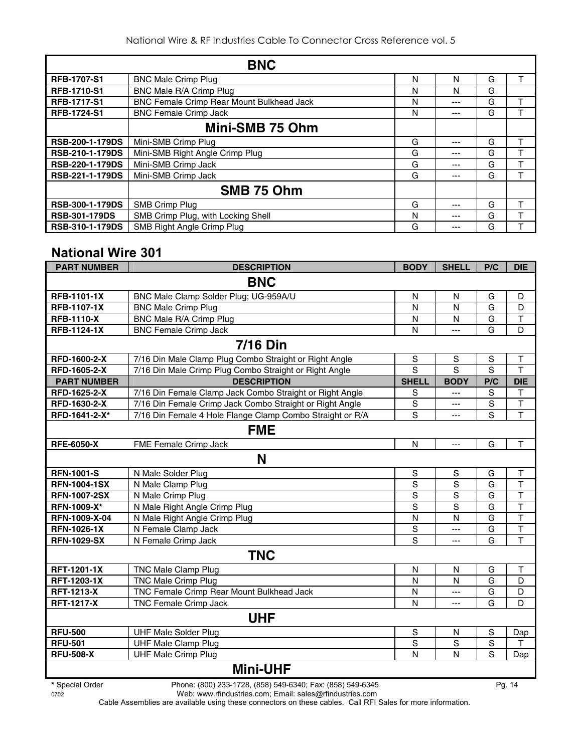| | BNC | | | | |
|---|---|---|---|---|---|
| **RFB-1707-S1** | BNC Male Crimp Plug | N | N | G | T |
| **RFB-1710-S1** | BNC Male R/A Crimp Plug | N | N | G | |
| **RFB-1717-S1** | BNC Female Crimp Rear Mount Bulkhead Jack | N | --- | G | T |
| **RFB-1724-S1** | BNC Female Crimp Jack | N | --- | G | T |
| | **Mini-SMB 75 Ohm** | | | | |
| **RSB-200-1-179DS** | Mini-SMB Crimp Plug | G | --- | G | T |
| **RSB-210-1-179DS** | Mini-SMB Right Angle Crimp Plug | G | --- | G | T |
| **RSB-220-1-179DS** | Mini-SMB Crimp Jack | G | --- | G | T |
| **RSB-221-1-179DS** | Mini-SMB Crimp Jack | G | --- | G | T |
| | **SMB 75 Ohm** | | | | |
| **RSB-300-1-179DS** | SMB Crimp Plug | G | --- | G | T |
| **RSB-301-179DS** | SMB Crimp Plug, with Locking Shell | N | --- | G | T |
| **RSB-310-1-179DS** | SMB Right Angle Crimp Plug | G | --- | G | T |

## National Wire 301

| PART NUMBER | DESCRIPTION | BODY | SHELL | P/C | DIE |
|---|---|---|---|---|---|
| | **BNC** | | | | |
| **RFB-1101-1X** | BNC Male Clamp Solder Plug; UG-959A/U | N | N | G | D |
| **RFB-1107-1X** | BNC Male Crimp Plug | N | N | G | D |
| **RFB-1110-X** | BNC Male R/A Crimp Plug | N | N | G | T |
| **RFB-1124-1X** | BNC Female Crimp Jack | N | --- | G | D |
| | **7/16 Din** | | | | |
| **RFD-1600-2-X** | 7/16 Din Male Clamp Plug Combo Straight or Right Angle | S | S | S | T |
| **RFD-1605-2-X** | 7/16 Din Male Crimp Plug Combo Straight or Right Angle | S | S | S | T |
| **PART NUMBER** | **DESCRIPTION** | **SHELL** | **BODY** | **P/C** | **DIE** |
| **RFD-1625-2-X** | 7/16 Din Female Clamp Jack Combo Straight or Right Angle | S | --- | S | T |
| **RFD-1630-2-X** | 7/16 Din Female Crimp Jack Combo Straight or Right Angle | S | --- | S | T |
| **RFD-1641-2-X*** | 7/16 Din Female 4 Hole Flange Clamp Combo Straight or R/A | S | --- | S | T |
| | **FME** | | | | |
| **RFE-6050-X** | FME Female Crimp Jack | N | --- | G | T |
| | **N** | | | | |
| **RFN-1001-S** | N Male Solder Plug | S | S | G | T |
| **RFN-1004-1SX** | N Male Clamp Plug | S | S | G | T |
| **RFN-1007-2SX** | N Male Crimp Plug | S | S | G | T |
| **RFN-1009-X*** | N Male Right Angle Crimp Plug | S | S | G | T |
| **RFN-1009-X-04** | N Male Right Angle Crimp Plug | N | N | G | T |
| **RFN-1026-1X** | N Female Clamp Jack | S | --- | G | T |
| **RFN-1029-SX** | N Female Crimp Jack | S | --- | G | T |
| | **TNC** | | | | |
| **RFT-1201-1X** | TNC Male Clamp Plug | N | N | G | T |
| **RFT-1203-1X** | TNC Male Crimp Plug | N | N | G | D |
| **RFT-1213-X** | TNC Female Crimp Rear Mount Bulkhead Jack | N | --- | G | D |
| **RFT-1217-X** | TNC Female Crimp Jack | N | --- | G | D |
| | **UHF** | | | | |
| **RFU-500** | UHF Male Solder Plug | S | N | S | Dap |
| **RFU-501** | UHF Male Clamp Plug | S | S | S | T |
| **RFU-508-X** | UHF Male Crimp Plug | N | N | S | Dap |
| | **Mini-UHF** | | | | |

**\*** Special Order

Phone: (800) 233-1728, (858) 549-6340; Fax: (858) 549-6345
Web: www.rfindustries.com; Email: sales@rfindustries.com

Cable Assemblies are available using these connectors on these cables. Call RFI Sales for more information.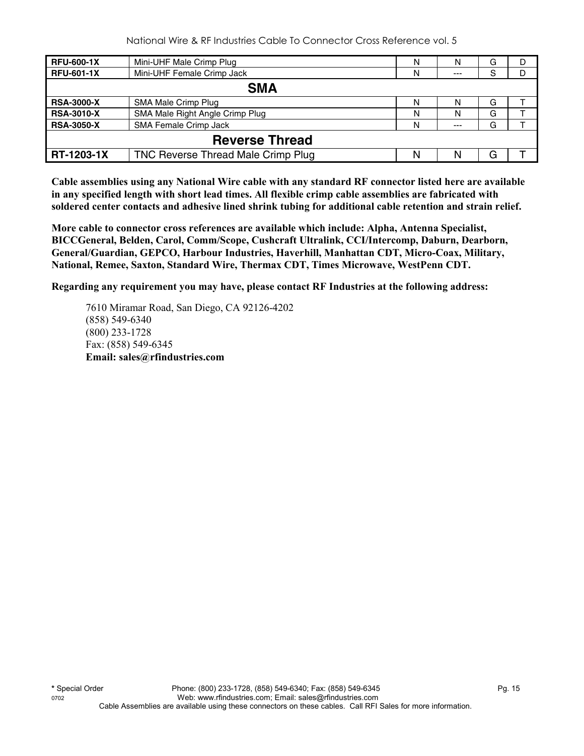| | | | | | |
|---|---|---|---|---|---|
| **RFU-600-1X** | Mini-UHF Male Crimp Plug | N | N | G | D |
| **RFU-601-1X** | Mini-UHF Female Crimp Jack | N | --- | S | D |
| **SMA** | | | | | |
| **RSA-3000-X** | SMA Male Crimp Plug | N | N | G | T |
| **RSA-3010-X** | SMA Male Right Angle Crimp Plug | N | N | G | T |
| **RSA-3050-X** | SMA Female Crimp Jack | N | --- | G | T |
| **Reverse Thread** | | | | | |
| **RT-1203-1X** | TNC Reverse Thread Male Crimp Plug | N | N | G | T |

**Cable assemblies using any National Wire cable with any standard RF connector listed here are available in any specified length with short lead times. All flexible crimp cable assemblies are fabricated with soldered center contacts and adhesive lined shrink tubing for additional cable retention and strain relief.**

**More cable to connector cross references are available which include: Alpha, Antenna Specialist, BICCGeneral, Belden, Carol, Comm/Scope, Cushcraft Ultralink, CCI/Intercomp, Daburn, Dearborn, General/Guardian, GEPCO, Harbour Industries, Haverhill, Manhattan CDT, Micro-Coax, Military, National, Remee, Saxton, Standard Wire, Thermax CDT, Times Microwave, WestPenn CDT.**

**Regarding any requirement you may have, please contact RF Industries at the following address:**

7610 Miramar Road, San Diego, CA 92126-4202
(858) 549-6340
(800) 233-1728
Fax: (858) 549-6345
**Email: sales@rfindustries.com**

**\*** Special Order

Cable Assemblies are available using these connectors on these cables. Call RFI Sales for more information.